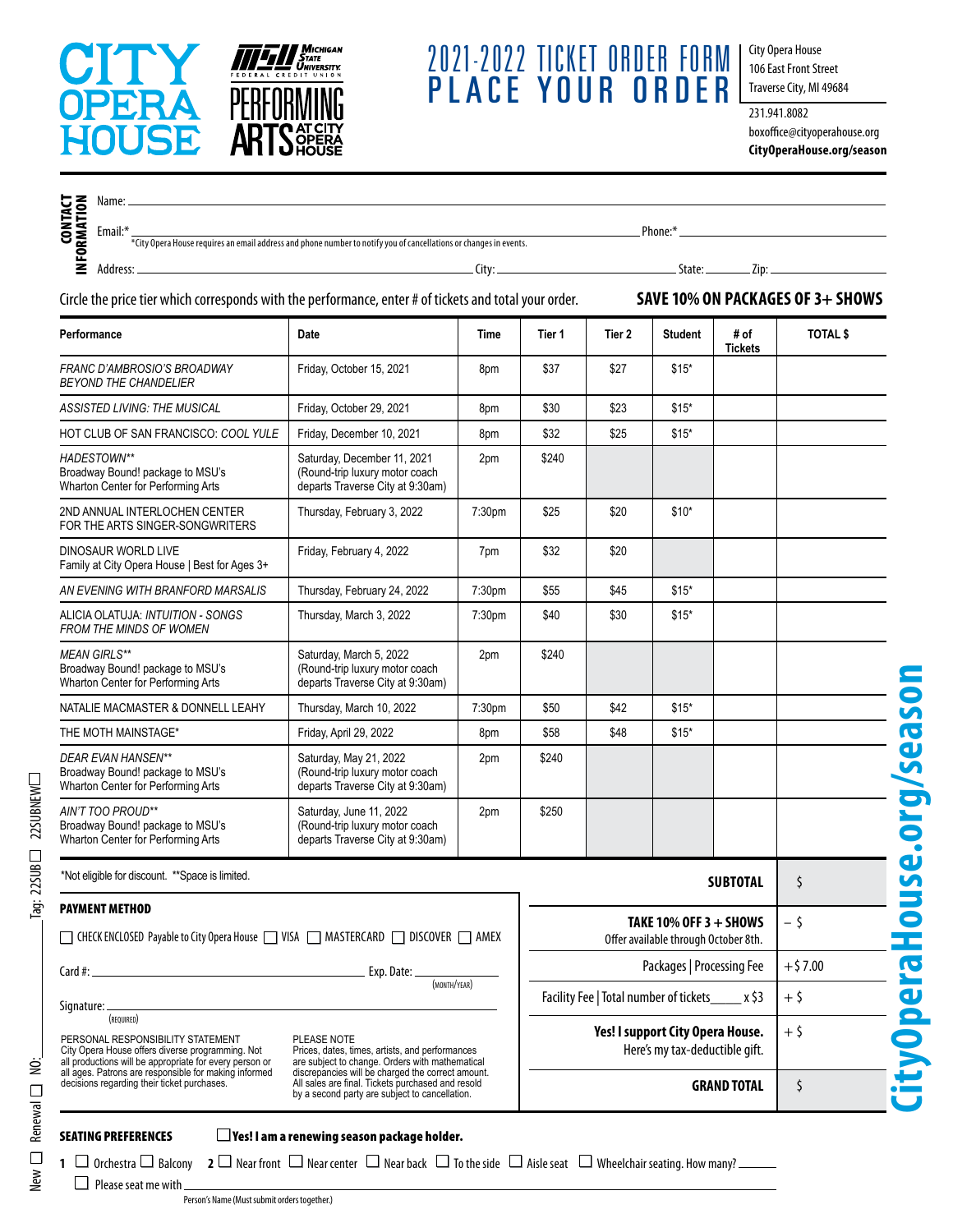CITY OPERA HOUSE

MICHIGAN STATE UNIVERSITY FEDERAL CREDIT UNION PERFORMING ARTS AT CITY OPERA HOUSE

# 2021-2022 TICKET ORDER FORM
# PLACE YOUR ORDER

City Opera House
106 East Front Street
Traverse City, MI 49684

231.941.8082
boxoffice@cityoperahouse.org
**CityOperaHouse.org/season**

**CONTACT INFORMATION**

Name: ______________________________

Email:* ______________________________ Phone:* ______________________________

*City Opera House requires an email address and phone number to notify you of cancellations or changes in events.

Address: ______________________________ City: ______________ State: ________ Zip: ____________

Circle the price tier which corresponds with the performance, enter # of tickets and total your order. **SAVE 10% ON PACKAGES OF 3+ SHOWS**

| Performance | Date | Time | Tier 1 | Tier 2 | Student | # of Tickets | TOTAL $ |
|---|---|---|---|---|---|---|---|
| *FRANC D'AMBROSIO'S BROADWAY BEYOND THE CHANDELIER* | Friday, October 15, 2021 | 8pm | $37 | $27 | $15* | | |
| *ASSISTED LIVING: THE MUSICAL* | Friday, October 29, 2021 | 8pm | $30 | $23 | $15* | | |
| HOT CLUB OF SAN FRANCISCO: *COOL YULE* | Friday, December 10, 2021 | 8pm | $32 | $25 | $15* | | |
| *HADESTOWN*** Broadway Bound! package to MSU's Wharton Center for Performing Arts | Saturday, December 11, 2021 (Round-trip luxury motor coach departs Traverse City at 9:30am) | 2pm | $240 | | | | |
| 2ND ANNUAL INTERLOCHEN CENTER FOR THE ARTS SINGER-SONGWRITERS | Thursday, February 3, 2022 | 7:30pm | $25 | $20 | $10* | | |
| DINOSAUR WORLD LIVE Family at City Opera House \| Best for Ages 3+ | Friday, February 4, 2022 | 7pm | $32 | $20 | | | |
| *AN EVENING WITH BRANFORD MARSALIS* | Thursday, February 24, 2022 | 7:30pm | $55 | $45 | $15* | | |
| ALICIA OLATUJA: *INTUITION - SONGS FROM THE MINDS OF WOMEN* | Thursday, March 3, 2022 | 7:30pm | $40 | $30 | $15* | | |
| *MEAN GIRLS*** Broadway Bound! package to MSU's Wharton Center for Performing Arts | Saturday, March 5, 2022 (Round-trip luxury motor coach departs Traverse City at 9:30am) | 2pm | $240 | | | | |
| NATALIE MACMASTER & DONNELL LEAHY | Thursday, March 10, 2022 | 7:30pm | $50 | $42 | $15* | | |
| THE MOTH MAINSTAGE* | Friday, April 29, 2022 | 8pm | $58 | $48 | $15* | | |
| *DEAR EVAN HANSEN*** Broadway Bound! package to MSU's Wharton Center for Performing Arts | Saturday, May 21, 2022 (Round-trip luxury motor coach departs Traverse City at 9:30am) | 2pm | $240 | | | | |
| *AIN'T TOO PROUD*** Broadway Bound! package to MSU's Wharton Center for Performing Arts | Saturday, June 11, 2022 (Round-trip luxury motor coach departs Traverse City at 9:30am) | 2pm | $250 | | | | |

*Not eligible for discount. **Space is limited.

| | |
|---|---|
| **SUBTOTAL** | $ |
| **TAKE 10% OFF 3 + SHOWS** Offer available through October 8th. | – $ |
| Packages \| Processing Fee | + $ 7.00 |
| Facility Fee \| Total number of tickets_____ x $3 | + $ |
| **Yes! I support City Opera House.** Here's my tax-deductible gift. | + $ |
| **GRAND TOTAL** | $ |

**PAYMENT METHOD**

☐ CHECK ENCLOSED Payable to City Opera House ☐ VISA ☐ MASTERCARD ☐ DISCOVER ☐ AMEX

Card #: ______________________________ Exp. Date: __________ (MONTH/YEAR)

Signature: ______________________________ (REQUIRED)

PERSONAL RESPONSIBILITY STATEMENT
City Opera House offers diverse programming. Not all productions will be appropriate for every person or all ages. Patrons are responsible for making informed decisions regarding their ticket purchases.

PLEASE NOTE
Prices, dates, times, artists, and performances are subject to change. Orders with mathematical discrepancies will be charged the correct amount. All sales are final. Tickets purchased and resold by a second party are subject to cancellation.

**SEATING PREFERENCES** ☐ **Yes! I am a renewing season package holder.**

**1** ☐ Orchestra ☐ Balcony **2** ☐ Near front ☐ Near center ☐ Near back ☐ To the side ☐ Aisle seat ☐ Wheelchair seating. How many? ______

☐ Please seat me with ______________________________
Person's Name (Must submit orders together.)

New ☐ Renewal ☐ NO:_____ Tag: 22SUB ☐ 22SUBNEW ☐

**CityOperaHouse.org/season**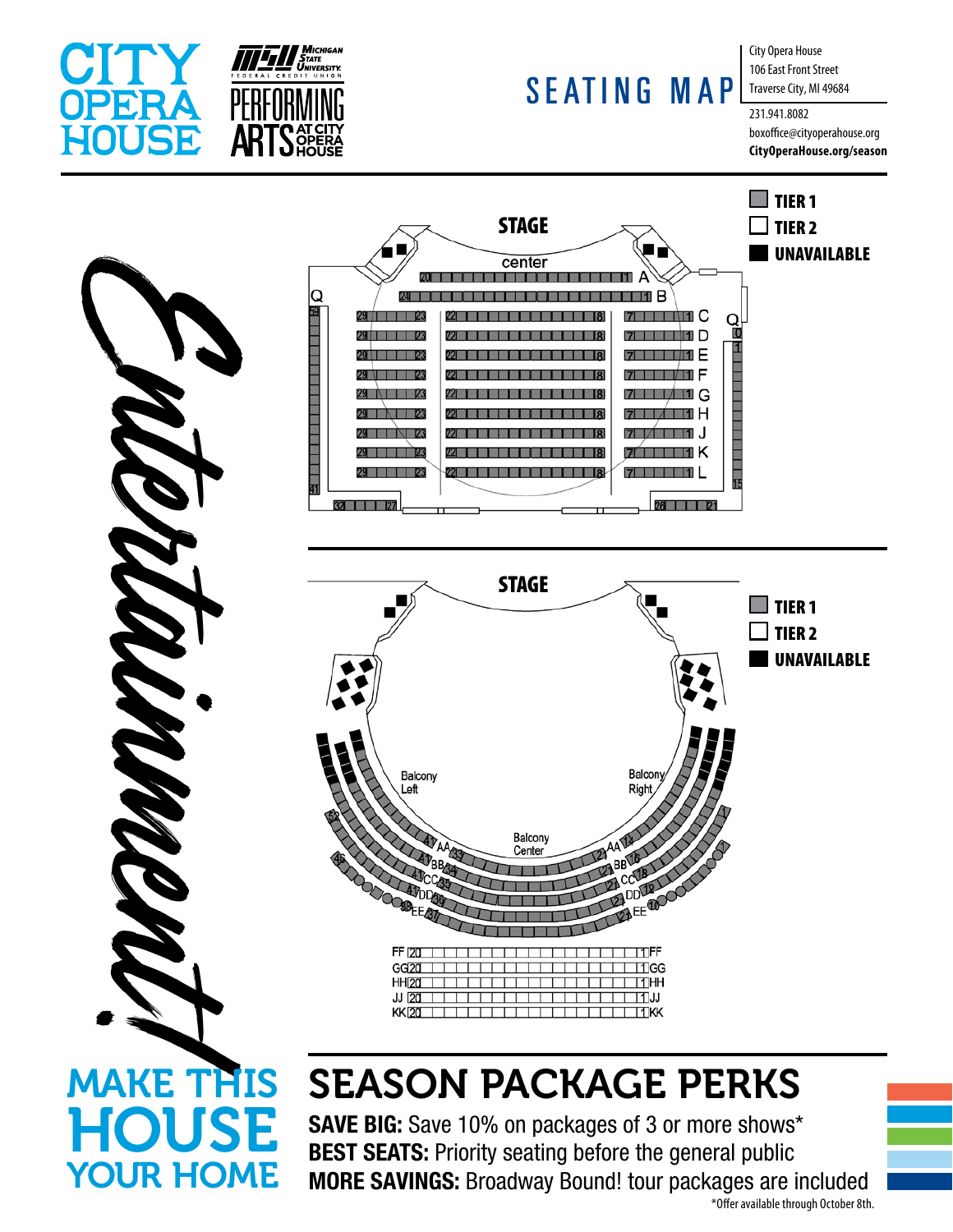CITY OPERA HOUSE

MSU Michigan State University Federal Credit Union PERFORMING ARTS AT CITY OPERA HOUSE

# SEATING MAP

City Opera House
106 East Front Street
Traverse City, MI 49684

231.941.8082
boxoffice@cityoperahouse.org
**CityOperaHouse.org/season**

STAGE

center

TIER 1
TIER 2
UNAVAILABLE

STAGE

Balcony Left

Balcony Center

Balcony Right

TIER 1
TIER 2
UNAVAILABLE

*Entertainment!*

MAKE THIS
HOUSE
YOUR HOME

# SEASON PACKAGE PERKS

**SAVE BIG:** Save 10% on packages of 3 or more shows*
**BEST SEATS:** Priority seating before the general public
**MORE SAVINGS:** Broadway Bound! tour packages are included

*Offer available through October 8th.